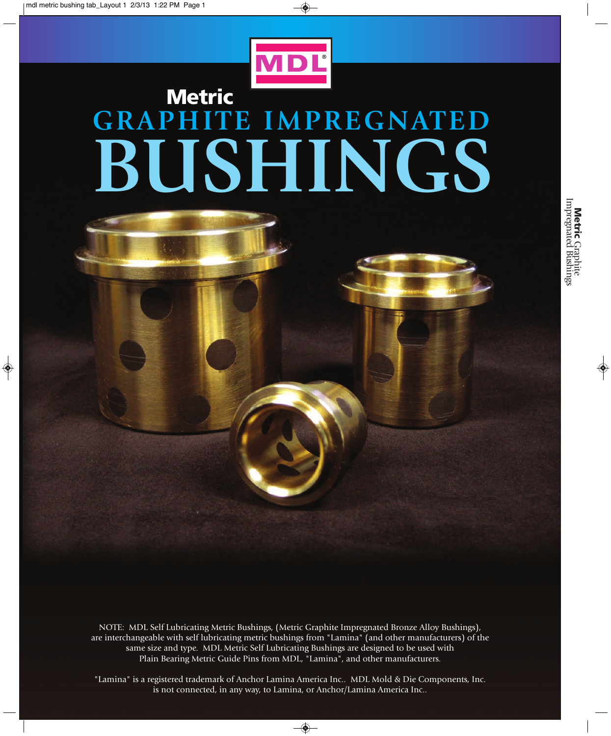MDL®

# Metric GRAPHITE IMPREGNATED BUSHINGS

**Metric** Graphite Impregnated Bushings

NOTE: MDL Self Lubricating Metric Bushings, (Metric Graphite Impregnated Bronze Alloy Bushings), are interchangeable with self lubricating metric bushings from "Lamina" (and other manufacturers) of the same size and type. MDL Metric Self Lubricating Bushings are designed to be used with Plain Bearing Metric Guide Pins from MDL, "Lamina", and other manufacturers.

"Lamina" is a registered trademark of Anchor Lamina America Inc.. MDL Mold & Die Components, Inc. is not connected, in any way, to Lamina, or Anchor/Lamina America Inc..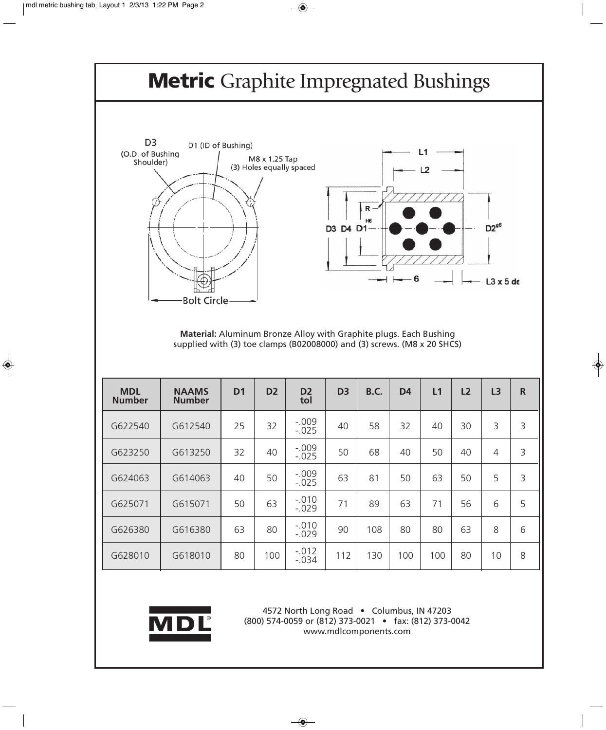# **Metric** Graphite Impregnated Bushings

D3 (O.D. of Bushing Shoulder)

D1 (ID of Bushing)

M8 x 1.25 Tap (3) Holes equally spaced

Bolt Circle

L1

L2

R

D3 D4 $D1^{H8}$

$D2^{g6}$

6

L3 x 5 de

**Material:** Aluminum Bronze Alloy with Graphite plugs. Each Bushing supplied with (3) toe clamps (B02008000) and (3) screws. (M8 x 20 SHCS)

| MDL Number | NAAMS Number | D1 | D2 | D2 tol | D3 | B.C. | D4 | L1 | L2 | L3 | R |
|---|---|---|---|---|---|---|---|---|---|---|---|
| G622540 | G612540 | 25 | 32 | -.009 -.025 | 40 | 58 | 32 | 40 | 30 | 3 | 3 |
| G623250 | G613250 | 32 | 40 | -.009 -.025 | 50 | 68 | 40 | 50 | 40 | 4 | 3 |
| G624063 | G614063 | 40 | 50 | -.009 -.025 | 63 | 81 | 50 | 63 | 50 | 5 | 3 |
| G625071 | G615071 | 50 | 63 | -.010 -.029 | 71 | 89 | 63 | 71 | 56 | 6 | 5 |
| G626380 | G616380 | 63 | 80 | -.010 -.029 | 90 | 108 | 80 | 80 | 63 | 8 | 6 |
| G628010 | G618010 | 80 | 100 | -.012 -.034 | 112 | 130 | 100 | 100 | 80 | 10 | 8 |

MDL®

4572 North Long Road • Columbus, IN 47203
(800) 574-0059 or (812) 373-0021 • fax: (812) 373-0042
www.mdlcomponents.com